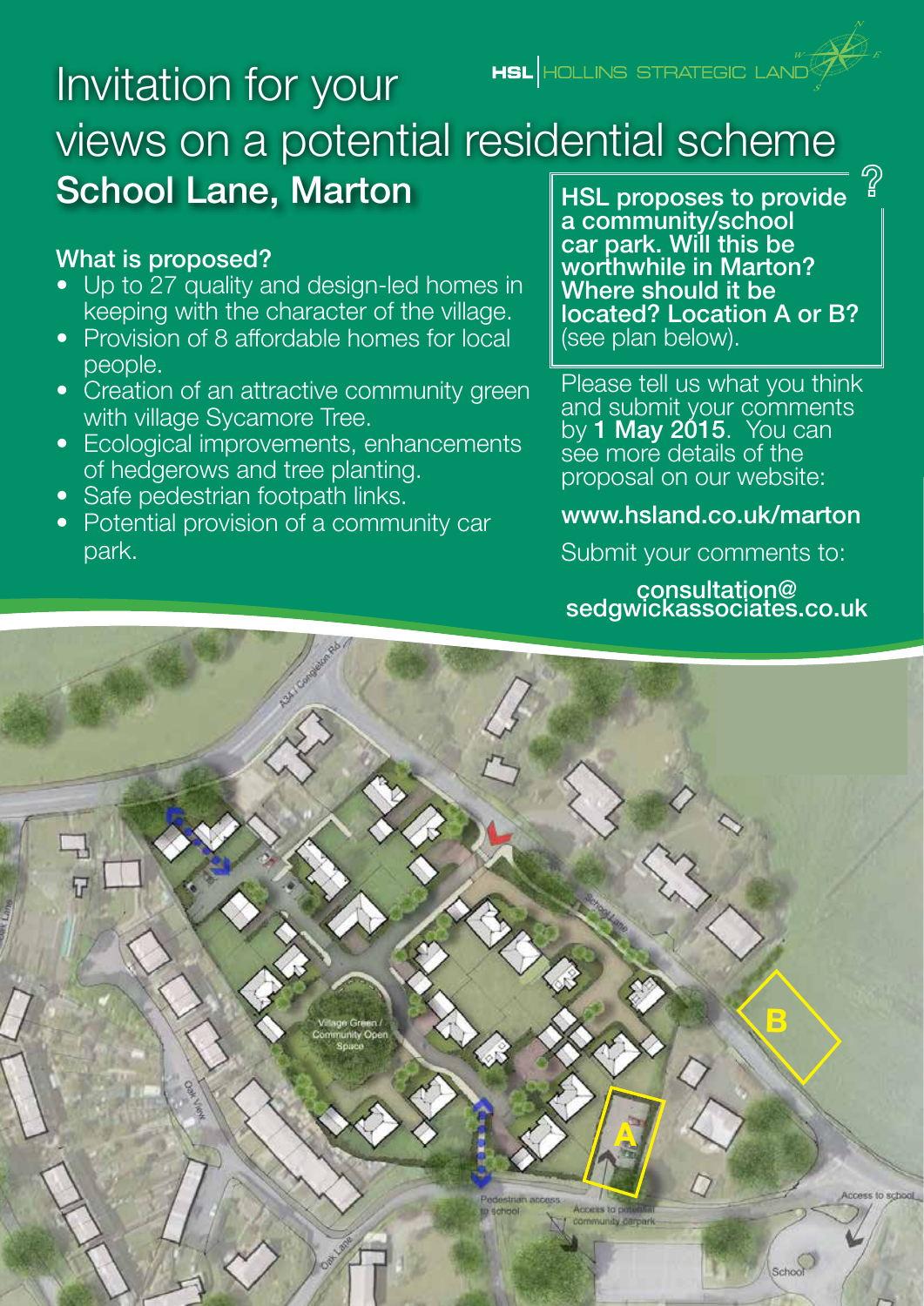HSL | HOLLINS STRATEGIC LAND

# Invitation for your views on a potential residential scheme

## School Lane, Marton

### What is proposed?

- Up to 27 quality and design-led homes in keeping with the character of the village.
- Provision of 8 affordable homes for local people.
- Creation of an attractive community green with village Sycamore Tree.
- Ecological improvements, enhancements of hedgerows and tree planting.
- Safe pedestrian footpath links.
- Potential provision of a community car park.

**HSL proposes to provide a community/school car park. Will this be worthwhile in Marton? Where should it be located? Location A or B?** (see plan below).

Please tell us what you think and submit your comments by **1 May 2015**. You can see more details of the proposal on our website:

**www.hsland.co.uk/marton**

Submit your comments to:

**consultation@sedgwickassociates.co.uk**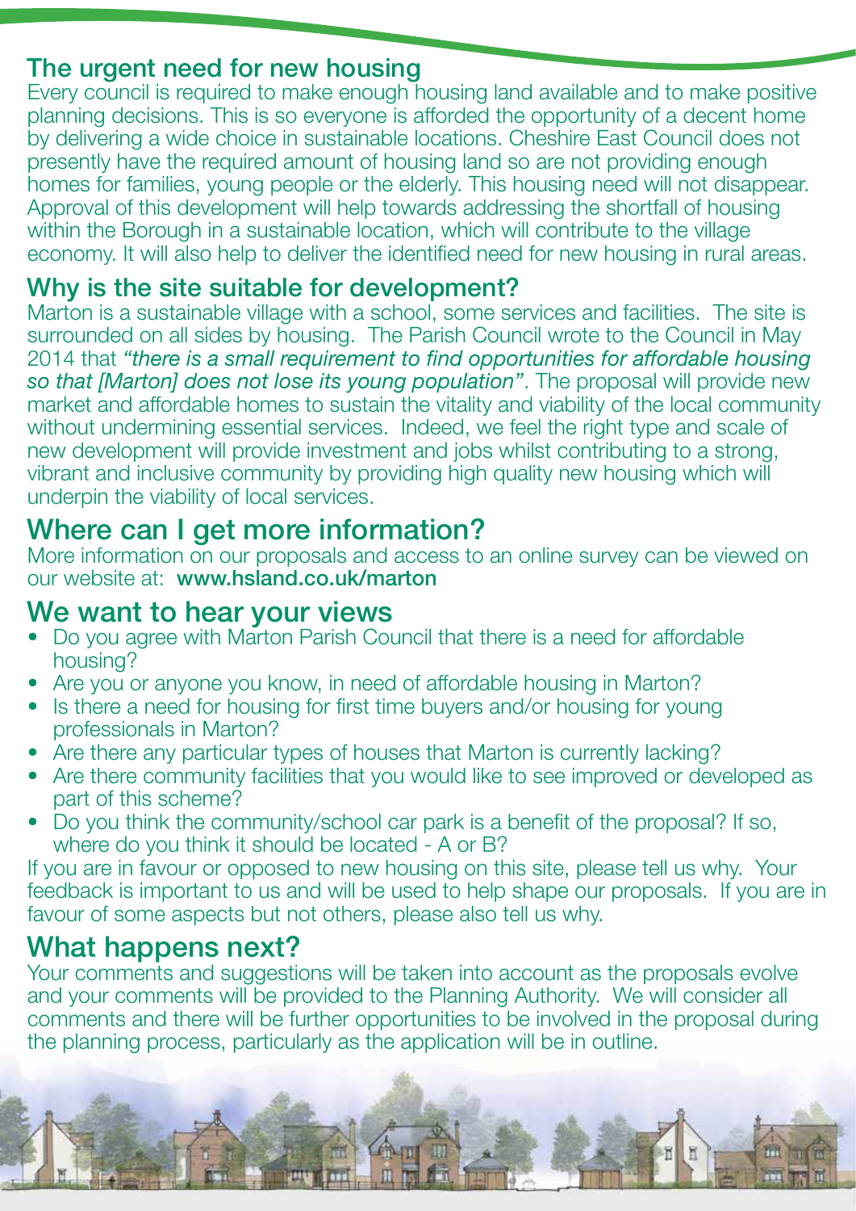## The urgent need for new housing

Every council is required to make enough housing land available and to make positive planning decisions. This is so everyone is afforded the opportunity of a decent home by delivering a wide choice in sustainable locations. Cheshire East Council does not presently have the required amount of housing land so are not providing enough homes for families, young people or the elderly. This housing need will not disappear. Approval of this development will help towards addressing the shortfall of housing within the Borough in a sustainable location, which will contribute to the village economy. It will also help to deliver the identified need for new housing in rural areas.

## Why is the site suitable for development?

Marton is a sustainable village with a school, some services and facilities. The site is surrounded on all sides by housing. The Parish Council wrote to the Council in May 2014 that *"there is a small requirement to find opportunities for affordable housing so that [Marton] does not lose its young population"*. The proposal will provide new market and affordable homes to sustain the vitality and viability of the local community without undermining essential services. Indeed, we feel the right type and scale of new development will provide investment and jobs whilst contributing to a strong, vibrant and inclusive community by providing high quality new housing which will underpin the viability of local services.

## Where can I get more information?

More information on our proposals and access to an online survey can be viewed on our website at: **www.hsland.co.uk/marton**

## We want to hear your views

- Do you agree with Marton Parish Council that there is a need for affordable housing?
- Are you or anyone you know, in need of affordable housing in Marton?
- Is there a need for housing for first time buyers and/or housing for young professionals in Marton?
- Are there any particular types of houses that Marton is currently lacking?
- Are there community facilities that you would like to see improved or developed as part of this scheme?
- Do you think the community/school car park is a benefit of the proposal? If so, where do you think it should be located - A or B?

If you are in favour or opposed to new housing on this site, please tell us why. Your feedback is important to us and will be used to help shape our proposals. If you are in favour of some aspects but not others, please also tell us why.

## What happens next?

Your comments and suggestions will be taken into account as the proposals evolve and your comments will be provided to the Planning Authority. We will consider all comments and there will be further opportunities to be involved in the proposal during the planning process, particularly as the application will be in outline.